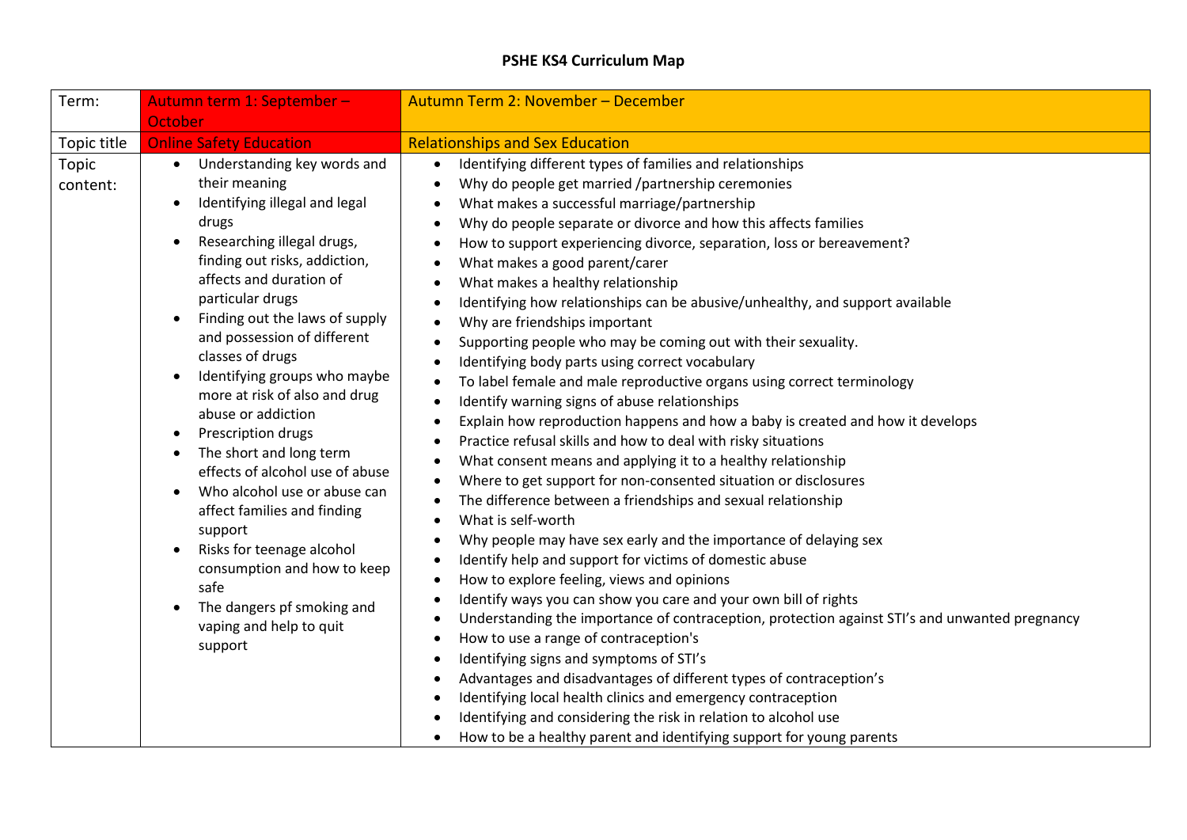# PSHE KS4 Curriculum Map

| Term: | Autumn term 1: September – October | Autumn Term 2: November – December |
|---|---|---|
| Topic title | Online Safety Education | Relationships and Sex Education |
| Topic content: | • Understanding key words and their meaning<br>• Identifying illegal and legal drugs<br>• Researching illegal drugs, finding out risks, addiction, affects and duration of particular drugs<br>• Finding out the laws of supply and possession of different classes of drugs<br>• Identifying groups who maybe more at risk of also and drug abuse or addiction<br>• Prescription drugs<br>• The short and long term effects of alcohol use of abuse<br>• Who alcohol use or abuse can affect families and finding support<br>• Risks for teenage alcohol consumption and how to keep safe<br>• The dangers pf smoking and vaping and help to quit support | • Identifying different types of families and relationships<br>• Why do people get married /partnership ceremonies<br>• What makes a successful marriage/partnership<br>• Why do people separate or divorce and how this affects families<br>• How to support experiencing divorce, separation, loss or bereavement?<br>• What makes a good parent/carer<br>• What makes a healthy relationship<br>• Identifying how relationships can be abusive/unhealthy, and support available<br>• Why are friendships important<br>• Supporting people who may be coming out with their sexuality.<br>• Identifying body parts using correct vocabulary<br>• To label female and male reproductive organs using correct terminology<br>• Identify warning signs of abuse relationships<br>• Explain how reproduction happens and how a baby is created and how it develops<br>• Practice refusal skills and how to deal with risky situations<br>• What consent means and applying it to a healthy relationship<br>• Where to get support for non-consented situation or disclosures<br>• The difference between a friendships and sexual relationship<br>• What is self-worth<br>• Why people may have sex early and the importance of delaying sex<br>• Identify help and support for victims of domestic abuse<br>• How to explore feeling, views and opinions<br>• Identify ways you can show you care and your own bill of rights<br>• Understanding the importance of contraception, protection against STI's and unwanted pregnancy<br>• How to use a range of contraception's<br>• Identifying signs and symptoms of STI's<br>• Advantages and disadvantages of different types of contraception's<br>• Identifying local health clinics and emergency contraception<br>• Identifying and considering the risk in relation to alcohol use<br>• How to be a healthy parent and identifying support for young parents |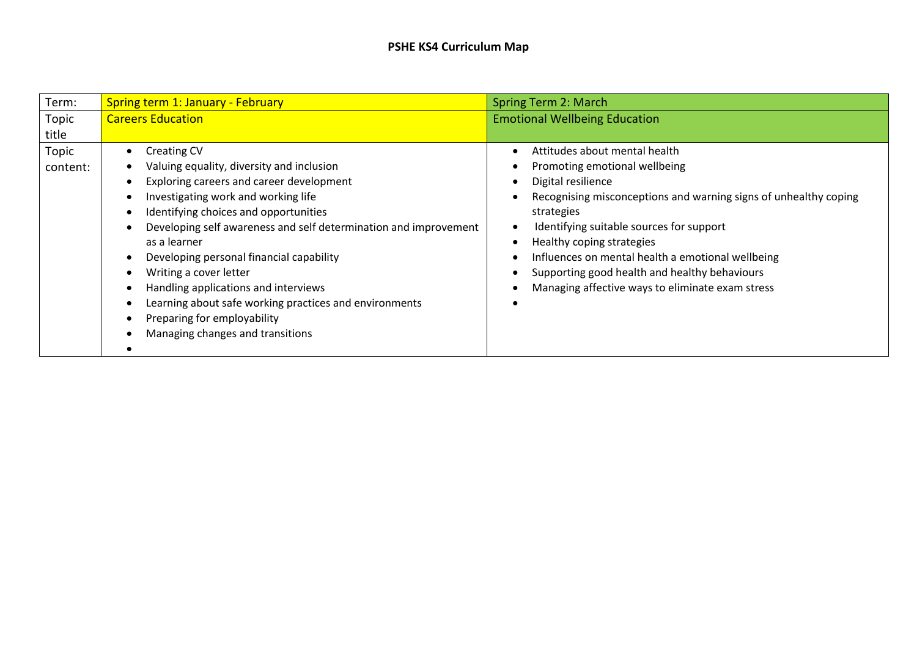# PSHE KS4 Curriculum Map

| Term: | Spring term 1: January - February | Spring Term 2: March |
|---|---|---|
| Topic title | Careers Education | Emotional Wellbeing Education |
| Topic content: | • Creating CV<br>• Valuing equality, diversity and inclusion<br>• Exploring careers and career development<br>• Investigating work and working life<br>• Identifying choices and opportunities<br>• Developing self awareness and self determination and improvement as a learner<br>• Developing personal financial capability<br>• Writing a cover letter<br>• Handling applications and interviews<br>• Learning about safe working practices and environments<br>• Preparing for employability<br>• Managing changes and transitions<br>• | • Attitudes about mental health<br>• Promoting emotional wellbeing<br>• Digital resilience<br>• Recognising misconceptions and warning signs of unhealthy coping strategies<br>• Identifying suitable sources for support<br>• Healthy coping strategies<br>• Influences on mental health a emotional wellbeing<br>• Supporting good health and healthy behaviours<br>• Managing affective ways to eliminate exam stress<br>• |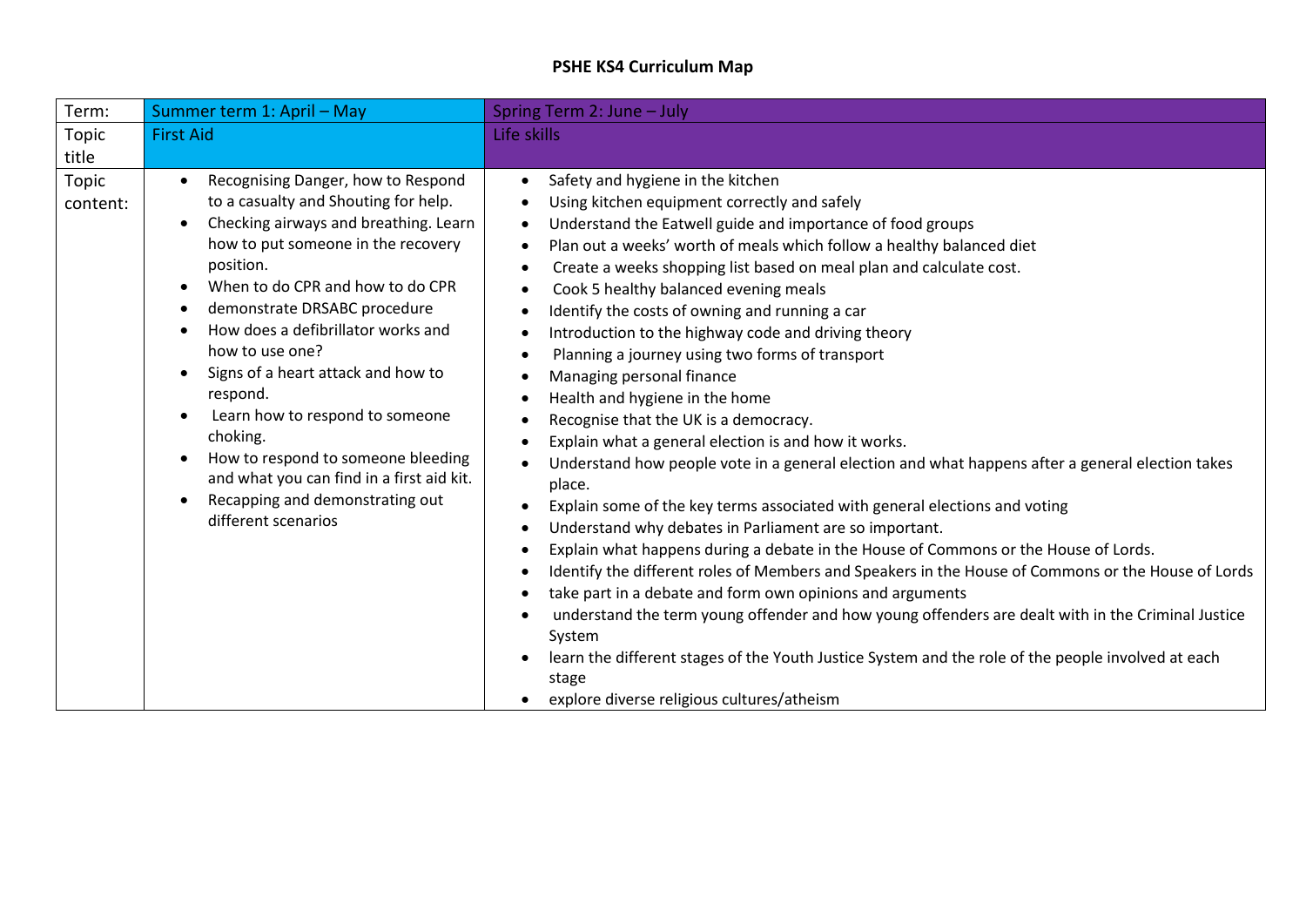# PSHE KS4 Curriculum Map

| Term: | Summer term 1: April – May | Spring Term 2: June – July |
|---|---|---|
| Topic title | First Aid | Life skills |
| Topic content: | • Recognising Danger, how to Respond to a casualty and Shouting for help.<br>• Checking airways and breathing. Learn how to put someone in the recovery position.<br>• When to do CPR and how to do CPR<br>• demonstrate DRSABC procedure<br>• How does a defibrillator works and how to use one?<br>• Signs of a heart attack and how to respond.<br>• Learn how to respond to someone choking.<br>• How to respond to someone bleeding and what you can find in a first aid kit.<br>• Recapping and demonstrating out different scenarios | • Safety and hygiene in the kitchen<br>• Using kitchen equipment correctly and safely<br>• Understand the Eatwell guide and importance of food groups<br>• Plan out a weeks' worth of meals which follow a healthy balanced diet<br>• Create a weeks shopping list based on meal plan and calculate cost.<br>• Cook 5 healthy balanced evening meals<br>• Identify the costs of owning and running a car<br>• Introduction to the highway code and driving theory<br>• Planning a journey using two forms of transport<br>• Managing personal finance<br>• Health and hygiene in the home<br>• Recognise that the UK is a democracy.<br>• Explain what a general election is and how it works.<br>• Understand how people vote in a general election and what happens after a general election takes place.<br>• Explain some of the key terms associated with general elections and voting<br>• Understand why debates in Parliament are so important.<br>• Explain what happens during a debate in the House of Commons or the House of Lords.<br>• Identify the different roles of Members and Speakers in the House of Commons or the House of Lords<br>• take part in a debate and form own opinions and arguments<br>• understand the term young offender and how young offenders are dealt with in the Criminal Justice System<br>• learn the different stages of the Youth Justice System and the role of the people involved at each stage<br>• explore diverse religious cultures/atheism |